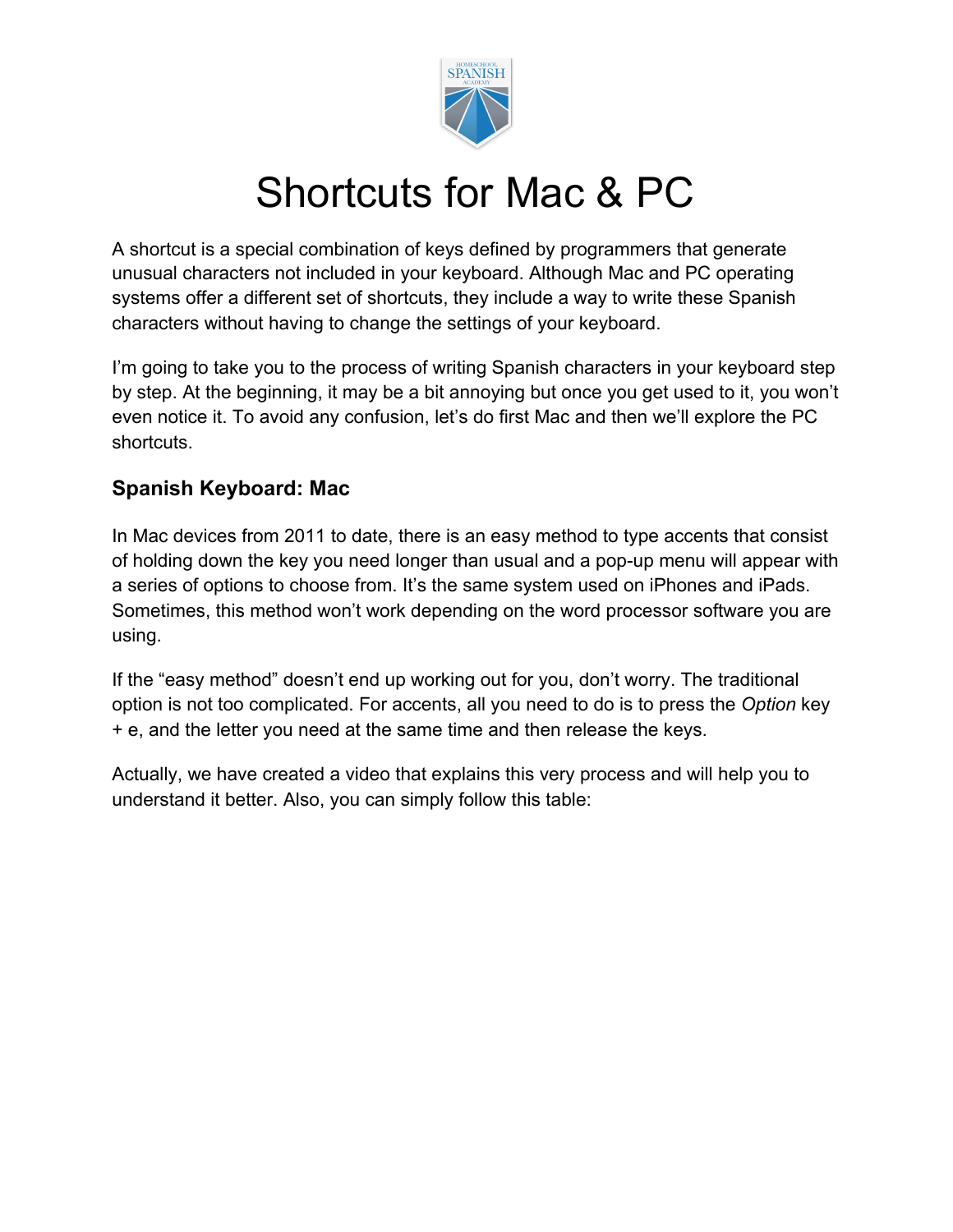# Shortcuts for Mac & PC

A shortcut is a special combination of keys defined by programmers that generate unusual characters not included in your keyboard. Although Mac and PC operating systems offer a different set of shortcuts, they include a way to write these Spanish characters without having to change the settings of your keyboard.

I'm going to take you to the process of writing Spanish characters in your keyboard step by step. At the beginning, it may be a bit annoying but once you get used to it, you won't even notice it. To avoid any confusion, let's do first Mac and then we'll explore the PC shortcuts.

### Spanish Keyboard: Mac

In Mac devices from 2011 to date, there is an easy method to type accents that consist of holding down the key you need longer than usual and a pop-up menu will appear with a series of options to choose from. It's the same system used on iPhones and iPads. Sometimes, this method won't work depending on the word processor software you are using.

If the "easy method" doesn't end up working out for you, don't worry. The traditional option is not too complicated. For accents, all you need to do is to press the *Option* key + e, and the letter you need at the same time and then release the keys.

Actually, we have created a video that explains this very process and will help you to understand it better. Also, you can simply follow this table: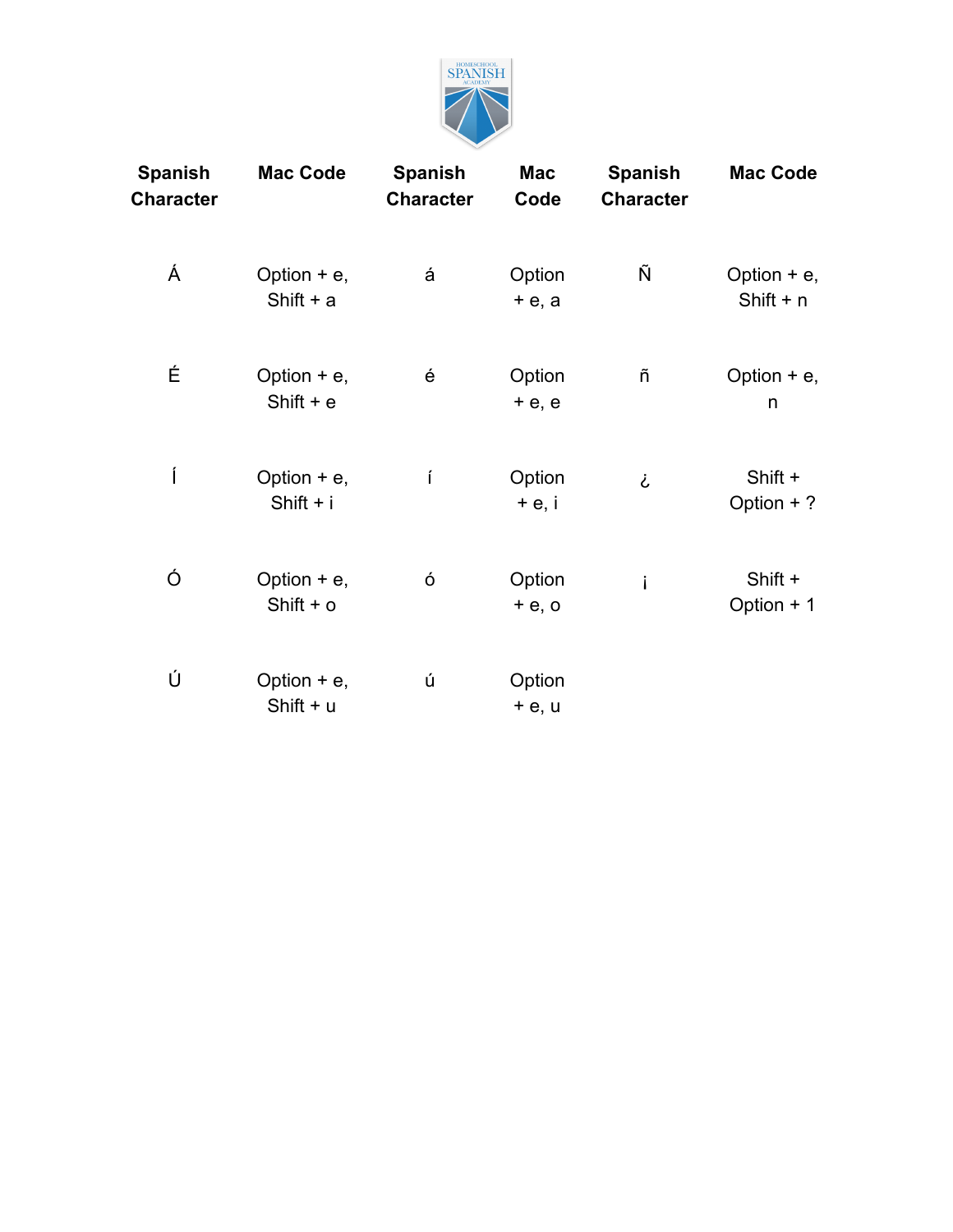| Spanish Character | Mac Code | Spanish Character | Mac Code | Spanish Character | Mac Code |
|---|---|---|---|---|---|
| Á | Option + e, Shift + a | á | Option + e, a | Ñ | Option + e, Shift + n |
| É | Option + e, Shift + e | é | Option + e, e | ñ | Option + e, n |
| Í | Option + e, Shift + i | í | Option + e, i | ¿ | Shift + Option + ? |
| Ó | Option + e, Shift + o | ó | Option + e, o | ¡ | Shift + Option + 1 |
| Ú | Option + e, Shift + u | ú | Option + e, u | | |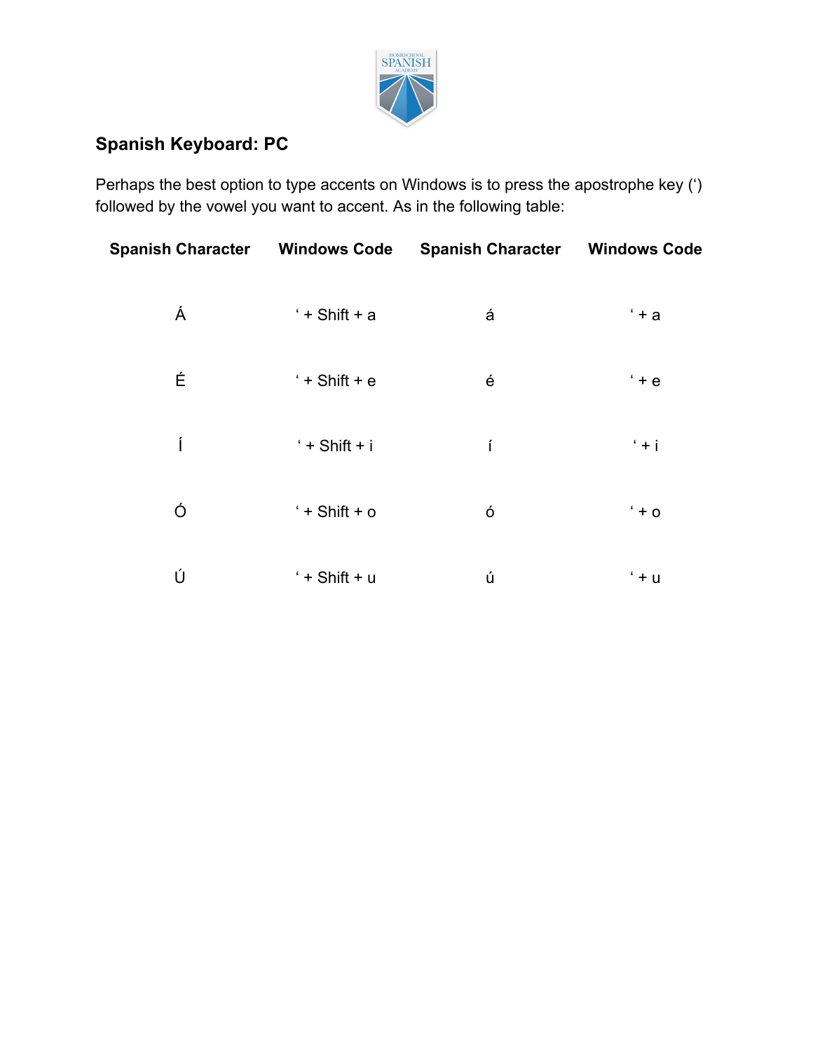## Spanish Keyboard: PC

Perhaps the best option to type accents on Windows is to press the apostrophe key (‘) followed by the vowel you want to accent. As in the following table:

| Spanish Character | Windows Code | Spanish Character | Windows Code |
|---|---|---|---|
| Á | ‘ + Shift + a | á | ‘ + a |
| É | ‘ + Shift + e | é | ‘ + e |
| Í | ‘ + Shift + i | í | ‘ + i |
| Ó | ‘ + Shift + o | ó | ‘ + o |
| Ú | ‘ + Shift + u | ú | ‘ + u |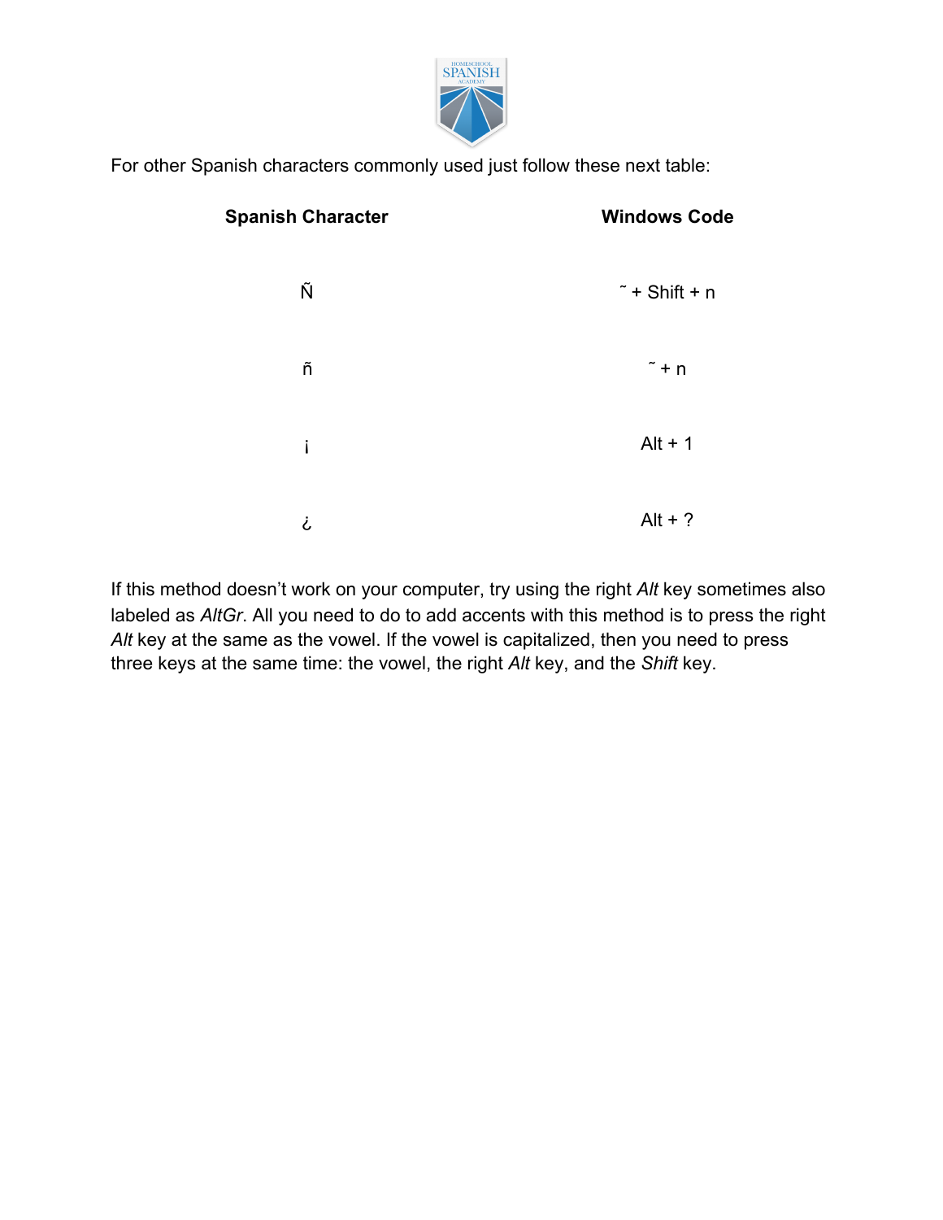For other Spanish characters commonly used just follow these next table:

| Spanish Character | Windows Code |
| --- | --- |
| Ñ | ˜ + Shift + n |
| ñ | ˜ + n |
| ¡ | Alt + 1 |
| ¿ | Alt + ? |

If this method doesn't work on your computer, try using the right *Alt* key sometimes also labeled as *AltGr*. All you need to do to add accents with this method is to press the right *Alt* key at the same as the vowel. If the vowel is capitalized, then you need to press three keys at the same time: the vowel, the right *Alt* key, and the *Shift* key.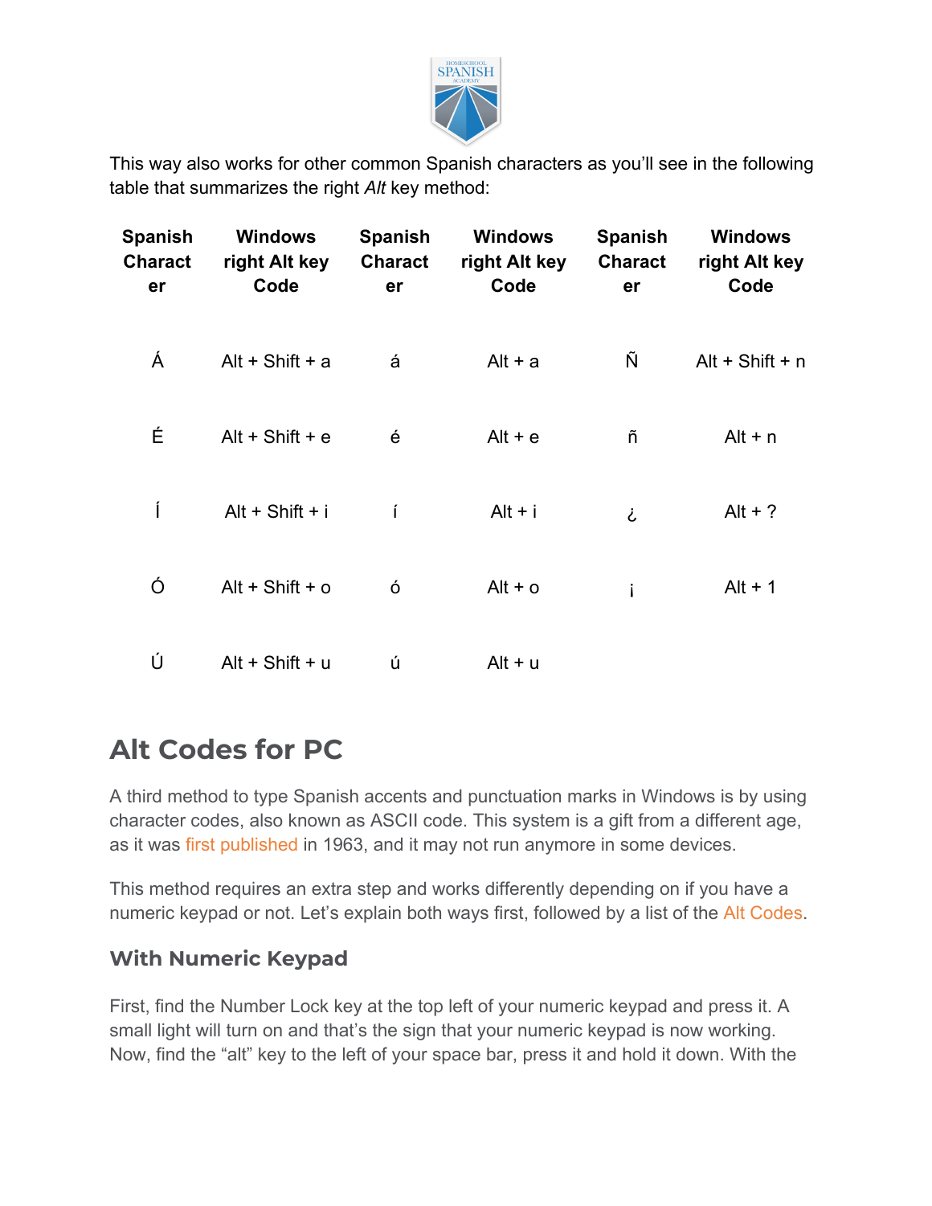This way also works for other common Spanish characters as you'll see in the following table that summarizes the right *Alt* key method:

| Spanish Character | Windows right Alt key Code | Spanish Character | Windows right Alt key Code | Spanish Character | Windows right Alt key Code |
|---|---|---|---|---|---|
| Á | Alt + Shift + a | á | Alt + a | Ñ | Alt + Shift + n |
| É | Alt + Shift + e | é | Alt + e | ñ | Alt + n |
| Í | Alt + Shift + i | í | Alt + i | ¿ | Alt + ? |
| Ó | Alt + Shift + o | ó | Alt + o | ¡ | Alt + 1 |
| Ú | Alt + Shift + u | ú | Alt + u | | |

## Alt Codes for PC

A third method to type Spanish accents and punctuation marks in Windows is by using character codes, also known as ASCII code. This system is a gift from a different age, as it was first published in 1963, and it may not run anymore in some devices.

This method requires an extra step and works differently depending on if you have a numeric keypad or not. Let's explain both ways first, followed by a list of the Alt Codes.

### With Numeric Keypad

First, find the Number Lock key at the top left of your numeric keypad and press it. A small light will turn on and that's the sign that your numeric keypad is now working. Now, find the "alt" key to the left of your space bar, press it and hold it down. With the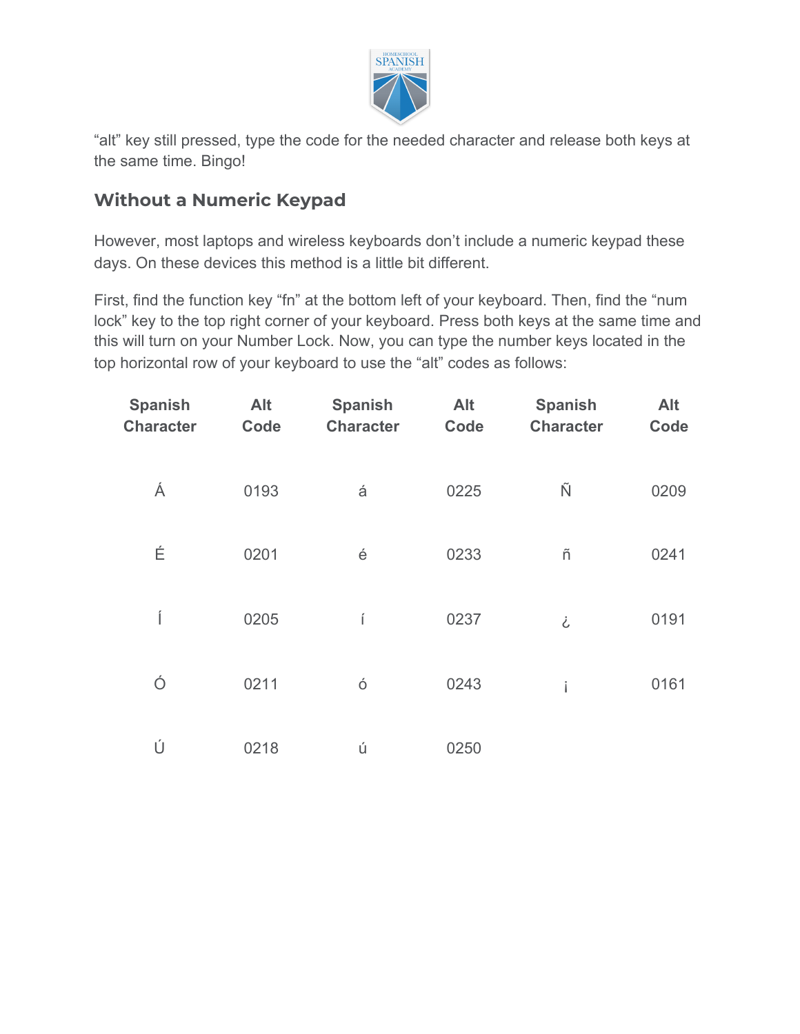"alt" key still pressed, type the code for the needed character and release both keys at the same time. Bingo!

## Without a Numeric Keypad

However, most laptops and wireless keyboards don't include a numeric keypad these days. On these devices this method is a little bit different.

First, find the function key "fn" at the bottom left of your keyboard. Then, find the "num lock" key to the top right corner of your keyboard. Press both keys at the same time and this will turn on your Number Lock. Now, you can type the number keys located in the top horizontal row of your keyboard to use the "alt" codes as follows:

| Spanish Character | Alt Code | Spanish Character | Alt Code | Spanish Character | Alt Code |
|---|---|---|---|---|---|
| Á | 0193 | á | 0225 | Ñ | 0209 |
| É | 0201 | é | 0233 | ñ | 0241 |
| Í | 0205 | í | 0237 | ¿ | 0191 |
| Ó | 0211 | ó | 0243 | ¡ | 0161 |
| Ú | 0218 | ú | 0250 | | |